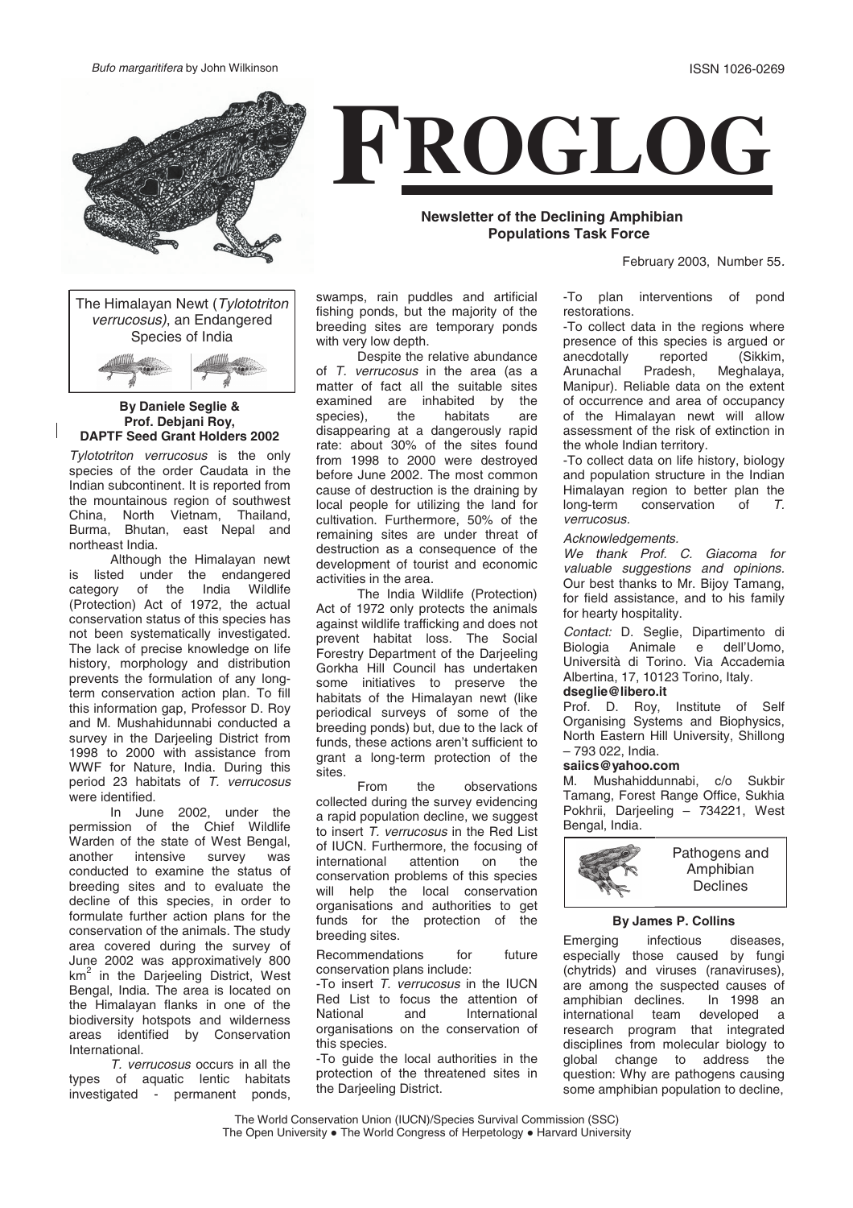*Bufo margaritifera* by John Wilkinson

ISSN 1026-0269

# FROGLOG

**Newsletter of the Declining Amphibian Populations Task Force**

February 2003, Number 55.

## The Himalayan Newt (*Tylototriton verrucosus*), an Endangered Species of India

**By Daniele Seglie & Prof. Debjani Roy, DAPTF Seed Grant Holders 2002**

*Tylototriton verrucosus* is the only species of the order Caudata in the Indian subcontinent. It is reported from the mountainous region of southwest China, North Vietnam, Thailand, Burma, Bhutan, east Nepal and northeast India.

Although the Himalayan newt is listed under the endangered category of the India Wildlife (Protection) Act of 1972, the actual conservation status of this species has not been systematically investigated. The lack of precise knowledge on life history, morphology and distribution prevents the formulation of any long-term conservation action plan. To fill this information gap, Professor D. Roy and M. Mushahidunnabi conducted a survey in the Darjeeling District from 1998 to 2000 with assistance from WWF for Nature, India. During this period 23 habitats of *T. verrucosus* were identified.

In June 2002, under the permission of the Chief Wildlife Warden of the state of West Bengal, another intensive survey was conducted to examine the status of breeding sites and to evaluate the decline of this species, in order to formulate further action plans for the conservation of the animals. The study area covered during the survey of June 2002 was approximately 800 km$^2$ in the Darjeeling District, West Bengal, India. The area is located on the Himalayan flanks in one of the biodiversity hotspots and wilderness areas identified by Conservation International.

*T. verrucosus* occurs in all the types of aquatic lentic habitats investigated - permanent ponds, swamps, rain puddles and artificial fishing ponds, but the majority of the breeding sites are temporary ponds with very low depth.

Despite the relative abundance of *T. verrucosus* in the area (as a matter of fact all the suitable sites examined are inhabited by the species), the habitats are disappearing at a dangerously rapid rate: about 30% of the sites found from 1998 to 2000 were destroyed before June 2002. The most common cause of destruction is the draining by local people for utilizing the land for cultivation. Furthermore, 50% of the remaining sites are under threat of destruction as a consequence of the development of tourist and economic activities in the area.

The India Wildlife (Protection) Act of 1972 only protects the animals against wildlife trafficking and does not prevent habitat loss. The Social Forestry Department of the Darjeeling Gorkha Hill Council has undertaken some initiatives to preserve the habitats of the Himalayan newt (like periodical surveys of some of the breeding ponds) but, due to the lack of funds, these actions aren't sufficient to grant a long-term protection of the sites.

From the observations collected during the survey evidencing a rapid population decline, we suggest to insert *T. verrucosus* in the Red List of IUCN. Furthermore, the focusing of international attention on the conservation problems of this species will help the local conservation organisations and authorities to get funds for the protection of the breeding sites.

Recommendations for future conservation plans include:

-To insert *T. verrucosus* in the IUCN Red List to focus the attention of National and International organisations on the conservation of this species.

-To guide the local authorities in the protection of the threatened sites in the Darjeeling District.

-To plan interventions of pond restorations.

-To collect data in the regions where presence of this species is argued or anecdotally reported (Sikkim, Arunachal Pradesh, Meghalaya, Manipur). Reliable data on the extent of occurrence and area of occupancy of the Himalayan newt will allow assessment of the risk of extinction in the whole Indian territory.

-To collect data on life history, biology and population structure in the Indian Himalayan region to better plan the long-term conservation of *T. verrucosus.*

*Acknowledgements.*

*We thank Prof. C. Giacoma for valuable suggestions and opinions. Our best thanks to Mr. Bijoy Tamang, for field assistance, and to his family for hearty hospitality.*

*Contact:* D. Seglie, Dipartimento di Biologia Animale e dell'Uomo, Università di Torino. Via Accademia Albertina, 17, 10123 Torino, Italy.
**dseglie@libero.it**

Prof. D. Roy, Institute of Self Organising Systems and Biophysics, North Eastern Hill University, Shillong – 793 022, India.
**saiics@yahoo.com**

M. Mushahiddunnabi, c/o Sukbir Tamang, Forest Range Office, Sukhia Pokhrii, Darjeeling – 734221, West Bengal, India.

## Pathogens and Amphibian Declines

**By James P. Collins**

Emerging infectious diseases, especially those caused by fungi (chytrids) and viruses (ranaviruses), are among the suspected causes of amphibian declines. In 1998 an international team developed a research program that integrated disciplines from molecular biology to global change to address the question: Why are pathogens causing some amphibian population to decline,

The World Conservation Union (IUCN)/Species Survival Commission (SSC)
The Open University ● The World Congress of Herpetology ● Harvard University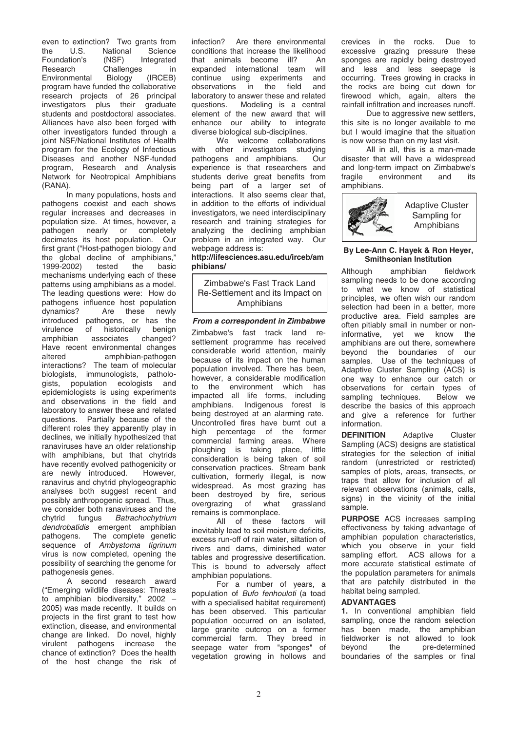even to extinction? Two grants from the U.S. National Science Foundation's (NSF) Integrated Research Challenges in Environmental Biology (IRCEB) program have funded the collaborative research projects of 26 principal investigators plus their graduate students and postdoctoral associates. Alliances have also been forged with other investigators funded through a joint NSF/National Institutes of Health program for the Ecology of Infectious Diseases and another NSF-funded program, Research and Analysis Network for Neotropical Amphibians (RANA).

In many populations, hosts and pathogens coexist and each shows regular increases and decreases in population size. At times, however, a pathogen nearly or completely decimates its host population. Our first grant ("Host-pathogen biology and the global decline of amphibians," 1999-2002) tested the basic mechanisms underlying each of these patterns using amphibians as a model. The leading questions were: How do pathogens influence host population dynamics? Are these newly introduced pathogens, or has the virulence of historically benign amphibian associates changed? Have recent environmental changes altered amphibian-pathogen interactions? The team of molecular biologists, immunologists, pathologists, population ecologists and epidemiologists is using experiments and observations in the field and laboratory to answer these and related questions. Partially because of the different roles they apparently play in declines, we initially hypothesized that ranaviruses have an older relationship with amphibians, but that chytrids have recently evolved pathogenicity or are newly introduced. However, ranavirus and chytrid phylogeographic analyses both suggest recent and possibly anthropogenic spread. Thus, we consider both ranaviruses and the chytrid fungus *Batrachochytrium dendrobatidis* emergent amphibian pathogens. The complete genetic sequence of *Ambystoma tigrinum* virus is now completed, opening the possibility of searching the genome for pathogenesis genes.

A second research award ("Emerging wildlife diseases: Threats to amphibian biodiversity," 2002 – 2005) was made recently. It builds on projects in the first grant to test how extinction, disease, and environmental change are linked. Do novel, highly virulent pathogens increase the chance of extinction? Does the health of the host change the risk of infection? Are there environmental conditions that increase the likelihood that animals become ill? An expanded international team will continue using experiments and observations in the field and laboratory to answer these and related questions. Modeling is a central element of the new award that will enhance our ability to integrate diverse biological sub-disciplines.

We welcome collaborations with other investigators studying pathogens and amphibians. Our experience is that researchers and students derive great benefits from being part of a larger set of interactions. It also seems clear that, in addition to the efforts of individual investigators, we need interdisciplinary research and training strategies for analyzing the declining amphibian problem in an integrated way. Our webpage address is:

**http://lifesciences.asu.edu/irceb/amphibians/**

## Zimbabwe's Fast Track Land Re-Settlement and its Impact on Amphibians

***From a correspondent in Zimbabwe***

Zimbabwe's fast track land re-settlement programme has received considerable world attention, mainly because of its impact on the human population involved. There has been, however, a considerable modification to the environment which has impacted all life forms, including amphibians. Indigenous forest is being destroyed at an alarming rate. Uncontrolled fires have burnt out a high percentage of the former commercial farming areas. Where ploughing is taking place, little consideration is being taken of soil conservation practices. Stream bank cultivation, formerly illegal, is now widespread. As most grazing has been destroyed by fire, serious overgrazing of what grassland remains is commonplace.

All of these factors will inevitably lead to soil moisture deficits, excess run-off of rain water, siltation of rivers and dams, diminished water tables and progressive desertification. This is bound to adversely affect amphibian populations.

For a number of years, a population of *Bufo fenhouloti* (a toad with a specialised habitat requirement) has been observed. This particular population occurred on an isolated, large granite outcrop on a former commercial farm. They breed in seepage water from "sponges" of vegetation growing in hollows and crevices in the rocks. Due to excessive grazing pressure these sponges are rapidly being destroyed and less and less seepage is occurring. Trees growing in cracks in the rocks are being cut down for firewood which, again, alters the rainfall infiltration and increases runoff.

Due to aggressive new settlers, this site is no longer available to me but I would imagine that the situation is now worse than on my last visit.

All in all, this is a man-made disaster that will have a widespread and long-term impact on Zimbabwe's fragile environment and its amphibians.

## Adaptive Cluster Sampling for Amphibians

**By Lee-Ann C. Hayek & Ron Heyer, Smithsonian Institution**

Although amphibian fieldwork sampling needs to be done according to what we know of statistical principles, we often wish our random selection had been in a better, more productive area. Field samples are often pitiably small in number or non-informative, yet we know the amphibians are out there, somewhere beyond the boundaries of our samples. Use of the techniques of Adaptive Cluster Sampling (ACS) is one way to enhance our catch or observations for certain types of sampling techniques. Below we describe the basics of this approach and give a reference for further information.

**DEFINITION** Adaptive Cluster Sampling (ACS) designs are statistical strategies for the selection of initial random (unrestricted or restricted) samples of plots, areas, transects, or traps that allow for inclusion of all relevant observations (animals, calls, signs) in the vicinity of the initial sample.

**PURPOSE** ACS increases sampling effectiveness by taking advantage of amphibian population characteristics, which you observe in your field sampling effort. ACS allows for a more accurate statistical estimate of the population parameters for animals that are patchily distributed in the habitat being sampled.

**ADVANTAGES**

**1.** In conventional amphibian field sampling, once the random selection has been made, the amphibian fieldworker is not allowed to look beyond the pre-determined boundaries of the samples or final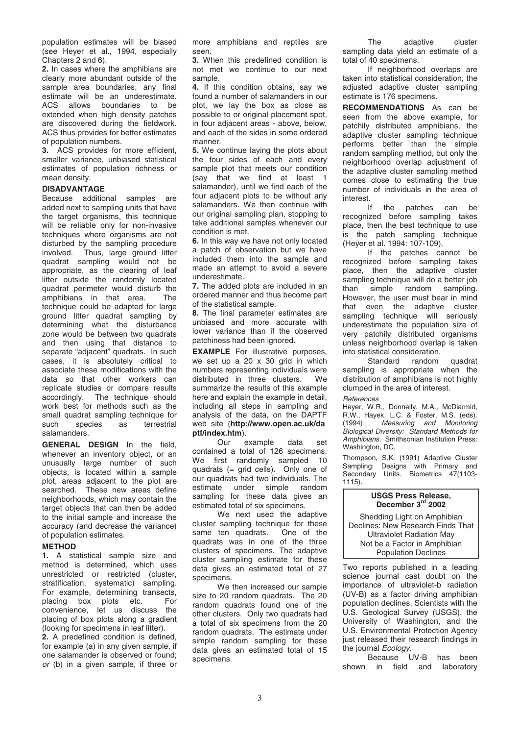population estimates will be biased (see Heyer et al., 1994, especially Chapters 2 and 6).

**2.** In cases where the amphibians are clearly more abundant outside of the sample area boundaries, any final estimate will be an underestimate. ACS allows boundaries to be extended when high density patches are discovered during the fieldwork. ACS thus provides for better estimates of population numbers.

**3.** ACS provides for more efficient, smaller variance, unbiased statistical estimates of population richness or mean density.

**DISADVANTAGE**

Because additional samples are added next to sampling units that have the target organisms, this technique will be reliable only for non-invasive techniques where organisms are not disturbed by the sampling procedure involved. Thus, large ground litter quadrat sampling would not be appropriate, as the clearing of leaf litter outside the randomly located quadrat perimeter would disturb the amphibians in that area. The technique could be adapted for large ground litter quadrat sampling by determining what the disturbance zone would be between two quadrats and then using that distance to separate "adjacent" quadrats. In such cases, it is absolutely critical to associate these modifications with the data so that other workers can replicate studies or compare results accordingly. The technique should work best for methods such as the small quadrat sampling technique for such species as terrestrial salamanders.

**GENERAL DESIGN** In the field, whenever an inventory object, or an unusually large number of such objects, is located within a sample plot, areas adjacent to the plot are searched. These new areas define neighborhoods, which may contain the target objects that can then be added to the initial sample and increase the accuracy (and decrease the variance) of population estimates.

**METHOD**

**1.** A statistical sample size and method is determined, which uses unrestricted or restricted (cluster, stratification, systematic) sampling. For example, determining transects, placing box plots etc. For convenience, let us discuss the placing of box plots along a gradient (looking for specimens in leaf litter).

**2.** A predefined condition is defined, for example (a) in any given sample, if one salamander is observed or found; *or* (b) in a given sample, if three or more amphibians and reptiles are seen.

**3.** When this predefined condition is not met we continue to our next sample.

**4.** If this condition obtains, say we found a number of salamanders in our plot, we lay the box as close as possible to or original placement spot, in four adjacent areas - above, below, and each of the sides in some ordered manner.

**5.** We continue laying the plots about the four sides of each and every sample plot that meets our condition (say that we find at least 1 salamander), until we find each of the four adjacent plots to be without any salamanders. We then continue with our original sampling plan, stopping to take additional samples whenever our condition is met.

**6.** In this way we have not only located a patch of observation but we have included them into the sample and made an attempt to avoid a severe underestimate.

**7.** The added plots are included in an ordered manner and thus become part of the statistical sample.

**8.** The final parameter estimates are unbiased and more accurate with lower variance than if the observed patchiness had been ignored.

**EXAMPLE** For illustrative purposes, we set up a 20 x 30 grid in which numbers representing individuals were distributed in three clusters. We summarize the results of this example here and explain the example in detail, including all steps in sampling and analysis of the data, on the DAPTF web site (**http://www.open.ac.uk/daptf/index.htm**).

Our example data set contained a total of 126 specimens. We first randomly sampled 10 quadrats (= grid cells). Only one of our quadrats had two individuals. The estimate under simple random sampling for these data gives an estimated total of six specimens.

We next used the adaptive cluster sampling technique for these same ten quadrats. One of the quadrats was in one of the three clusters of specimens. The adaptive cluster sampling estimate for these data gives an estimated total of 27 specimens.

We then increased our sample size to 20 random quadrats. The 20 random quadrats found one of the other clusters. Only two quadrats had a total of six specimens from the 20 random quadrats. The estimate under simple random sampling for these data gives an estimated total of 15 specimens.

The adaptive cluster sampling data yield an estimate of a total of 40 specimens.

If neighborhood overlaps are taken into statistical consideration, the adjusted adaptive cluster sampling estimate is 176 specimens.

**RECOMMENDATIONS** As can be seen from the above example, for patchily distributed amphibians, the adaptive cluster sampling technique performs better than the simple random sampling method, but only the neighborhood overlap adjustment of the adaptive cluster sampling method comes close to estimating the true number of individuals in the area of interest.

If the patches can be recognized before sampling takes place, then the best technique to use is the patch sampling technique (Heyer et al. 1994: 107-109).

If the patches cannot be recognized before sampling takes place, then the adaptive cluster sampling technique will do a better job than simple random sampling. However, the user must bear in mind that even the adaptive cluster sampling technique will seriously underestimate the population size of very patchily distributed organisms unless neighborhood overlap is taken into statistical consideration.

Standard random quadrat sampling is appropriate when the distribution of amphibians is not highly clumped in the area of interest.

*References*

Heyer, W.R., Donnelly, M.A., McDiarmid, R.W., Hayek, L.C. & Foster, M.S. (eds). (1994) *Measuring and Monitoring Biological Diversity: Standard Methods for Amphibians.* Smithsonian Institution Press: Washington, DC.

Thompson, S.K. (1991) Adaptive Cluster Sampling: Designs with Primary and Secondary Units. Biometrics 47(1103-1115).

**USGS Press Release, December 3rd 2002**

Shedding Light on Amphibian Declines: New Research Finds That Ultraviolet Radiation May Not be a Factor in Amphibian Population Declines

Two reports published in a leading science journal cast doubt on the importance of ultraviolet-b radiation (UV-B) as a factor driving amphibian population declines. Scientists with the U.S. Geological Survey (USGS), the University of Washington, and the U.S. Environmental Protection Agency just released their research findings in the journal *Ecology*.

Because UV-B has been shown in field and laboratory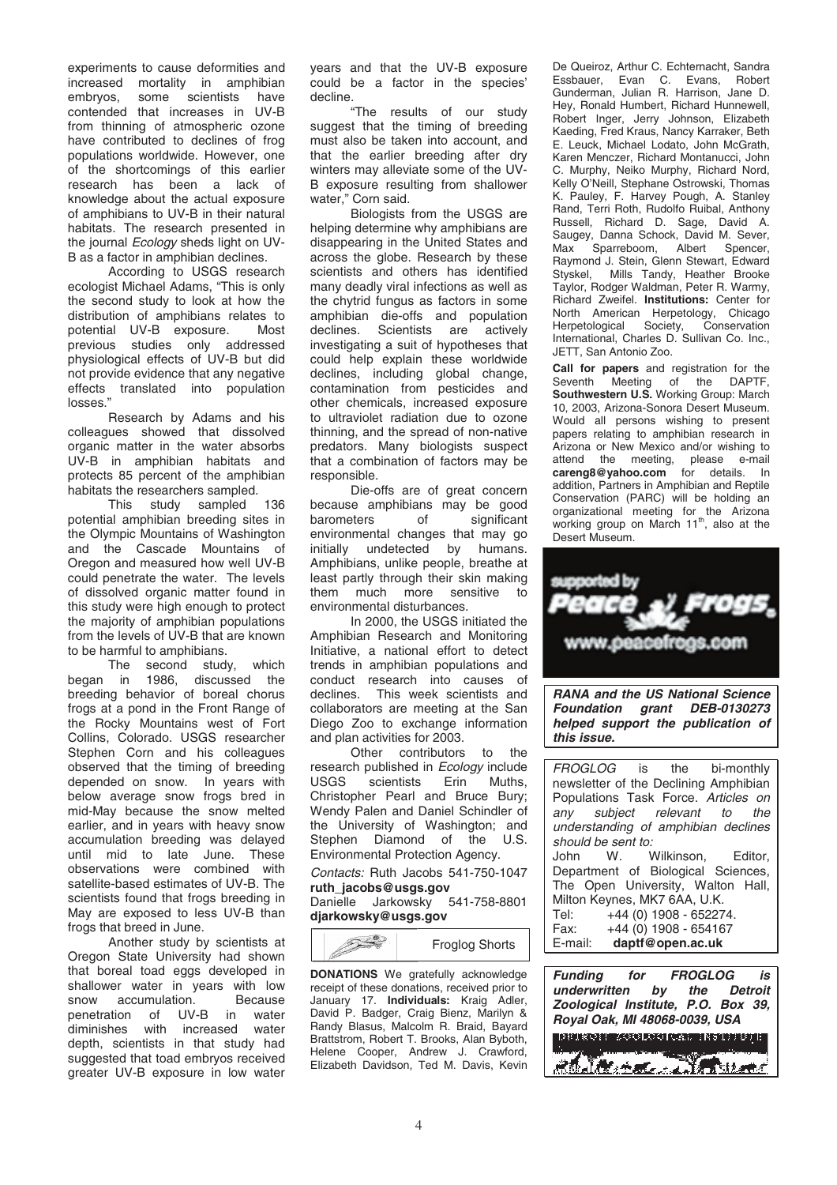experiments to cause deformities and increased mortality in amphibian embryos, some scientists have contended that increases in UV-B from thinning of atmospheric ozone have contributed to declines of frog populations worldwide. However, one of the shortcomings of this earlier research has been a lack of knowledge about the actual exposure of amphibians to UV-B in their natural habitats. The research presented in the journal *Ecology* sheds light on UV-B as a factor in amphibian declines.

According to USGS research ecologist Michael Adams, "This is only the second study to look at how the distribution of amphibians relates to potential UV-B exposure. Most previous studies only addressed physiological effects of UV-B but did not provide evidence that any negative effects translated into population losses."

Research by Adams and his colleagues showed that dissolved organic matter in the water absorbs UV-B in amphibian habitats and protects 85 percent of the amphibian habitats the researchers sampled.

This study sampled 136 potential amphibian breeding sites in the Olympic Mountains of Washington and the Cascade Mountains of Oregon and measured how well UV-B could penetrate the water. The levels of dissolved organic matter found in this study were high enough to protect the majority of amphibian populations from the levels of UV-B that are known to be harmful to amphibians.

The second study, which began in 1986, discussed the breeding behavior of boreal chorus frogs at a pond in the Front Range of the Rocky Mountains west of Fort Collins, Colorado. USGS researcher Stephen Corn and his colleagues observed that the timing of breeding depended on snow. In years with below average snow frogs bred in mid-May because the snow melted earlier, and in years with heavy snow accumulation breeding was delayed until mid to late June. These observations were combined with satellite-based estimates of UV-B. The scientists found that frogs breeding in May are exposed to less UV-B than frogs that breed in June.

Another study by scientists at Oregon State University had shown that boreal toad eggs developed in shallower water in years with low snow accumulation. Because penetration of UV-B in water diminishes with increased water depth, scientists in that study had suggested that toad embryos received greater UV-B exposure in low water years and that the UV-B exposure could be a factor in the species' decline.

"The results of our study suggest that the timing of breeding must also be taken into account, and that the earlier breeding after dry winters may alleviate some of the UV-B exposure resulting from shallower water," Corn said.

Biologists from the USGS are helping determine why amphibians are disappearing in the United States and across the globe. Research by these scientists and others has identified many deadly viral infections as well as the chytrid fungus as factors in some amphibian die-offs and population declines. Scientists are actively investigating a suit of hypotheses that could help explain these worldwide declines, including global change, contamination from pesticides and other chemicals, increased exposure to ultraviolet radiation due to ozone thinning, and the spread of non-native predators. Many biologists suspect that a combination of factors may be responsible.

Die-offs are of great concern because amphibians may be good barometers of significant environmental changes that may go initially undetected by humans. Amphibians, unlike people, breathe at least partly through their skin making them much more sensitive to environmental disturbances.

In 2000, the USGS initiated the Amphibian Research and Monitoring Initiative, a national effort to detect trends in amphibian populations and conduct research into causes of declines. This week scientists and collaborators are meeting at the San Diego Zoo to exchange information and plan activities for 2003.

Other contributors to the research published in *Ecology* include USGS scientists Erin Muths, Christopher Pearl and Bruce Bury; Wendy Palen and Daniel Schindler of the University of Washington; and Stephen Diamond of the U.S. Environmental Protection Agency.

*Contacts:* Ruth Jacobs 541-750-1047 **ruth_jacobs@usgs.gov**
Danielle Jarkowsky 541-758-8801 **djarkowsky@usgs.gov**

## Froglog Shorts

**DONATIONS** We gratefully acknowledge receipt of these donations, received prior to January 17. **Individuals:** Kraig Adler, David P. Badger, Craig Bienz, Marilyn & Randy Blasus, Malcolm R. Braid, Bayard Brattstrom, Robert T. Brooks, Alan Byboth, Helene Cooper, Andrew J. Crawford, Elizabeth Davidson, Ted M. Davis, Kevin De Queiroz, Arthur C. Echternacht, Sandra Essbauer, Evan C. Evans, Robert Gunderman, Julian R. Harrison, Jane D. Hey, Ronald Humbert, Richard Hunnewell, Robert Inger, Jerry Johnson, Elizabeth Kaeding, Fred Kraus, Nancy Karraker, Beth E. Leuck, Michael Lodato, John McGrath, Karen Menczer, Richard Montanucci, John C. Murphy, Neiko Murphy, Richard Nord, Kelly O'Neill, Stephane Ostrowski, Thomas K. Pauley, F. Harvey Pough, A. Stanley Rand, Terri Roth, Rudolfo Ruibal, Anthony Russell, Richard D. Sage, David A. Saugey, Danna Schock, David M. Sever, Max Sparreboom, Albert Spencer, Raymond J. Stein, Glenn Stewart, Edward Styskel, Mills Tandy, Heather Brooke Taylor, Rodger Waldman, Peter R. Warmy, Richard Zweifel. **Institutions:** Center for North American Herpetology, Chicago Herpetological Society, Conservation International, Charles D. Sullivan Co. Inc., JETT, San Antonio Zoo.

**Call for papers** and registration for the Seventh Meeting of the DAPTF, **Southwestern U.S.** Working Group: March 10, 2003, Arizona-Sonora Desert Museum. Would all persons wishing to present papers relating to amphibian research in Arizona or New Mexico and/or wishing to attend the meeting, please e-mail **careng8@yahoo.com** for details. In addition, Partners in Amphibian and Reptile Conservation (PARC) will be holding an organizational meeting for the Arizona working group on March 11th, also at the Desert Museum.

supported by Peace Frogs
www.peacefrogs.com

***RANA and the US National Science Foundation grant DEB-0130273 helped support the publication of this issue.***

*FROGLOG* is the bi-monthly newsletter of the Declining Amphibian Populations Task Force. *Articles on any subject relevant to the understanding of amphibian declines should be sent to:*
John W. Wilkinson, Editor, Department of Biological Sciences, The Open University, Walton Hall, Milton Keynes, MK7 6AA, U.K.
Tel: +44 (0) 1908 - 652274.
Fax: +44 (0) 1908 - 654167
E-mail: **daptf@open.ac.uk**

***Funding for FROGLOG is underwritten by the Detroit Zoological Institute, P.O. Box 39, Royal Oak, MI 48068-0039, USA***